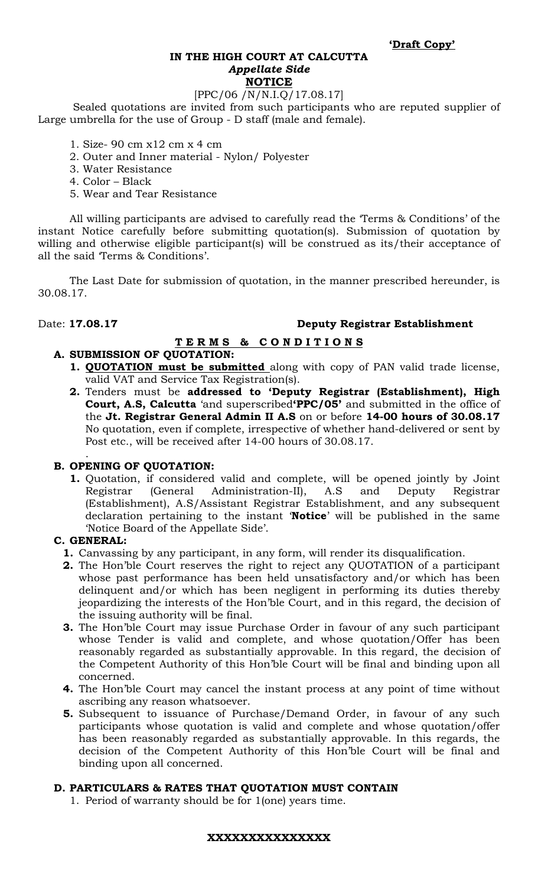**'Draft Copy'**

**IN THE HIGH COURT AT CALCUTTA**

***Appellate Side***

**NOTICE**

[PPC/06 /N/N.I.Q/17.08.17]

Sealed quotations are invited from such participants who are reputed supplier of Large umbrella for the use of Group - D staff (male and female).

1. Size- 90 cm x12 cm x 4 cm
2. Outer and Inner material - Nylon/ Polyester
3. Water Resistance
4. Color – Black
5. Wear and Tear Resistance

All willing participants are advised to carefully read the 'Terms & Conditions' of the instant Notice carefully before submitting quotation(s). Submission of quotation by willing and otherwise eligible participant(s) will be construed as its/their acceptance of all the said 'Terms & Conditions'.

The Last Date for submission of quotation, in the manner prescribed hereunder, is 30.08.17.

Date: **17.08.17** **Deputy Registrar Establishment**

**T E R M S & C O N D I T I O N S**

**A. SUBMISSION OF QUOTATION:**

1. **QUOTATION must be submitted** along with copy of PAN valid trade license, valid VAT and Service Tax Registration(s).
2. Tenders must be **addressed to 'Deputy Registrar (Establishment), High Court, A.S, Calcutta** 'and superscribed**'PPC/05'** and submitted in the office of the **Jt. Registrar General Admin II A.S** on or before **14-00 hours of 30.08.17** No quotation, even if complete, irrespective of whether hand-delivered or sent by Post etc., will be received after 14-00 hours of 30.08.17.

.

**B. OPENING OF QUOTATION:**

1. Quotation, if considered valid and complete, will be opened jointly by Joint Registrar (General Administration-II), A.S and Deputy Registrar (Establishment), A.S/Assistant Registrar Establishment, and any subsequent declaration pertaining to the instant '**Notice**' will be published in the same 'Notice Board of the Appellate Side'.

**C. GENERAL:**

1. Canvassing by any participant, in any form, will render its disqualification.
2. The Hon'ble Court reserves the right to reject any QUOTATION of a participant whose past performance has been held unsatisfactory and/or which has been delinquent and/or which has been negligent in performing its duties thereby jeopardizing the interests of the Hon'ble Court, and in this regard, the decision of the issuing authority will be final.
3. The Hon'ble Court may issue Purchase Order in favour of any such participant whose Tender is valid and complete, and whose quotation/Offer has been reasonably regarded as substantially approvable. In this regard, the decision of the Competent Authority of this Hon'ble Court will be final and binding upon all concerned.
4. The Hon'ble Court may cancel the instant process at any point of time without ascribing any reason whatsoever.
5. Subsequent to issuance of Purchase/Demand Order, in favour of any such participants whose quotation is valid and complete and whose quotation/offer has been reasonably regarded as substantially approvable. In this regards, the decision of the Competent Authority of this Hon'ble Court will be final and binding upon all concerned.

**D. PARTICULARS & RATES THAT QUOTATION MUST CONTAIN**

1. Period of warranty should be for 1(one) years time.

**XXXXXXXXXXXXXXX**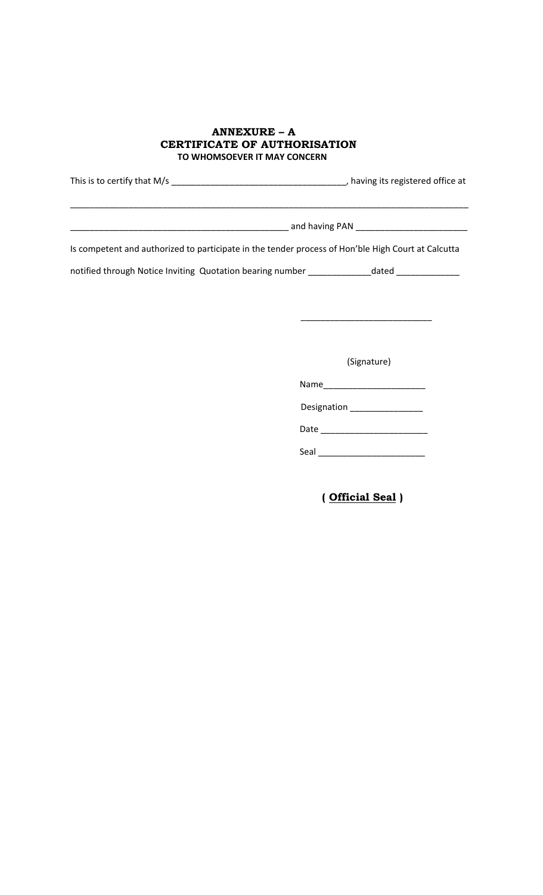# ANNEXURE – A
## CERTIFICATE OF AUTHORISATION
### TO WHOMSOEVER IT MAY CONCERN

This is to certify that M/s ___________________________________, having its registered office at

_________________________________________________________________________________

_____________________________________________ and having PAN _______________________

Is competent and authorized to participate in the tender process of Hon'ble High Court at Calcutta

notified through Notice Inviting Quotation bearing number ____________dated ____________

___________________________

(Signature)

Name____________________

Designation _______________

Date _____________________

Seal _____________________

**( <u>Official Seal</u> )**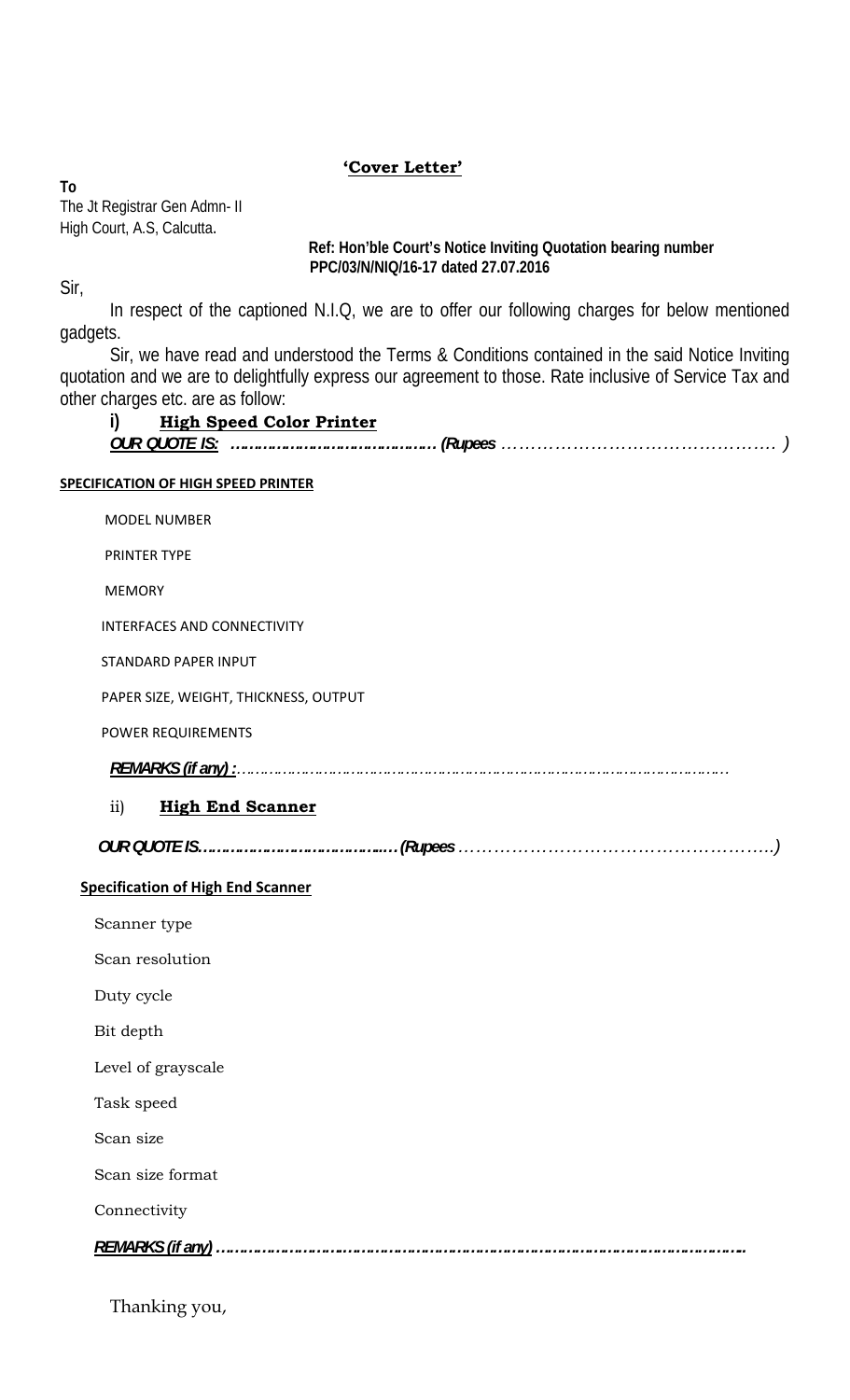## **'Cover Letter'**

**To**
The Jt Registrar Gen Admn- II
High Court, A.S, Calcutta.

**Ref: Hon'ble Court's Notice Inviting Quotation bearing number PPC/03/N/NIQ/16-17 dated 27.07.2016**

Sir,

In respect of the captioned N.I.Q, we are to offer our following charges for below mentioned gadgets.

Sir, we have read and understood the Terms & Conditions contained in the said Notice Inviting quotation and we are to delightfully express our agreement to those. Rate inclusive of Service Tax and other charges etc. are as follow:

i) **High Speed Color Printer**

***OUR QUOTE IS: ……………………………………. (Rupees*** *………………………………………. )*

**SPECIFICATION OF HIGH SPEED PRINTER**

MODEL NUMBER

PRINTER TYPE

MEMORY

INTERFACES AND CONNECTIVITY

STANDARD PAPER INPUT

PAPER SIZE, WEIGHT, THICKNESS, OUTPUT

POWER REQUIREMENTS

***REMARKS (if any) :***………………………………………………………………………………………

ii) **High End Scanner**

***OUR QUOTE IS…………………………………(Rupees*** *…………………………………………….)*

**Specification of High End Scanner**

Scanner type

Scan resolution

Duty cycle

Bit depth

Level of grayscale

Task speed

Scan size

Scan size format

Connectivity

***REMARKS (if any) ………………………………………………………………………………………***

Thanking you,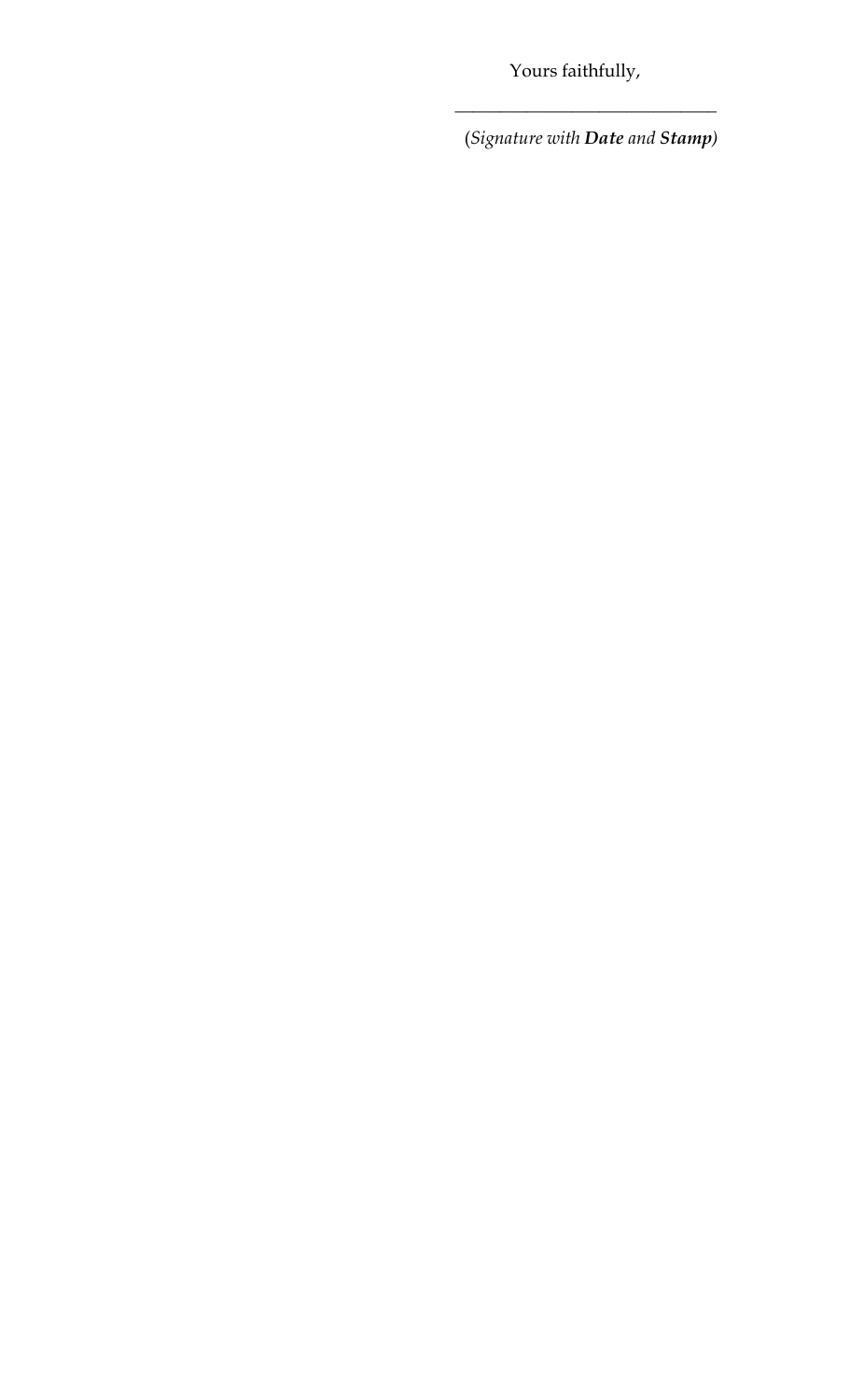Yours faithfully,

\_\_\_\_\_\_\_\_\_\_\_\_\_\_\_\_\_\_\_\_\_\_\_\_\_\_\_\_

(*Signature with **Date** and **Stamp***)